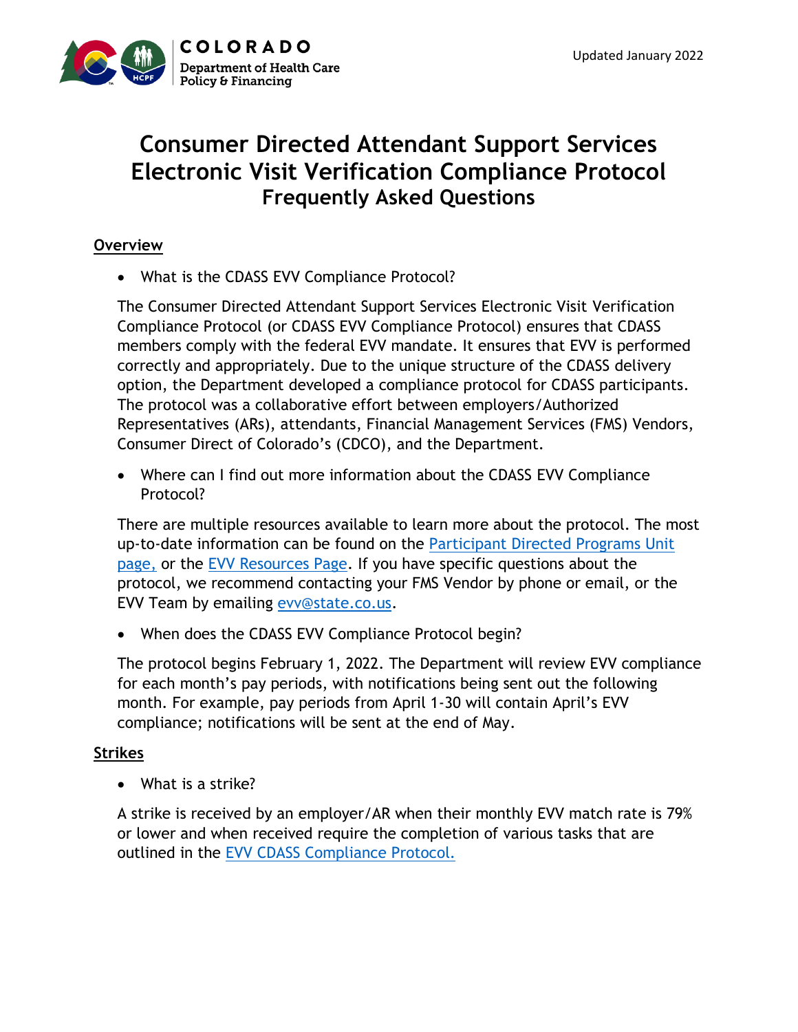COLORADO
Department of Health Care Policy & Financing

Updated January 2022

# Consumer Directed Attendant Support Services Electronic Visit Verification Compliance Protocol
## Frequently Asked Questions

### Overview

- What is the CDASS EVV Compliance Protocol?

The Consumer Directed Attendant Support Services Electronic Visit Verification Compliance Protocol (or CDASS EVV Compliance Protocol) ensures that CDASS members comply with the federal EVV mandate. It ensures that EVV is performed correctly and appropriately. Due to the unique structure of the CDASS delivery option, the Department developed a compliance protocol for CDASS participants. The protocol was a collaborative effort between employers/Authorized Representatives (ARs), attendants, Financial Management Services (FMS) Vendors, Consumer Direct of Colorado's (CDCO), and the Department.

- Where can I find out more information about the CDASS EVV Compliance Protocol?

There are multiple resources available to learn more about the protocol. The most up-to-date information can be found on the Participant Directed Programs Unit page, or the EVV Resources Page. If you have specific questions about the protocol, we recommend contacting your FMS Vendor by phone or email, or the EVV Team by emailing evv@state.co.us.

- When does the CDASS EVV Compliance Protocol begin?

The protocol begins February 1, 2022. The Department will review EVV compliance for each month's pay periods, with notifications being sent out the following month. For example, pay periods from April 1-30 will contain April's EVV compliance; notifications will be sent at the end of May.

### Strikes

- What is a strike?

A strike is received by an employer/AR when their monthly EVV match rate is 79% or lower and when received require the completion of various tasks that are outlined in the EVV CDASS Compliance Protocol.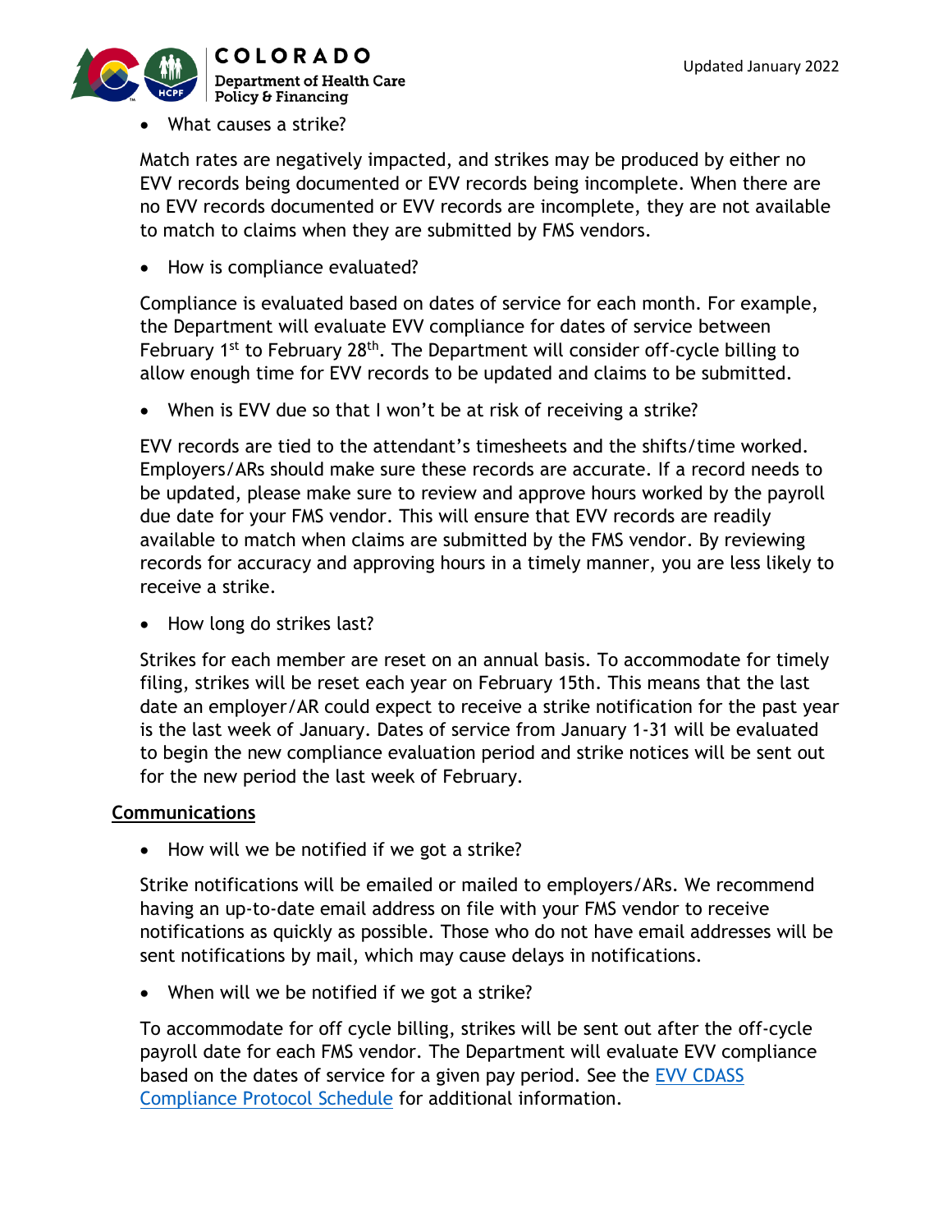- What causes a strike?

Match rates are negatively impacted, and strikes may be produced by either no EVV records being documented or EVV records being incomplete. When there are no EVV records documented or EVV records are incomplete, they are not available to match to claims when they are submitted by FMS vendors.

- How is compliance evaluated?

Compliance is evaluated based on dates of service for each month. For example, the Department will evaluate EVV compliance for dates of service between February 1st to February 28th. The Department will consider off-cycle billing to allow enough time for EVV records to be updated and claims to be submitted.

- When is EVV due so that I won't be at risk of receiving a strike?

EVV records are tied to the attendant's timesheets and the shifts/time worked. Employers/ARs should make sure these records are accurate. If a record needs to be updated, please make sure to review and approve hours worked by the payroll due date for your FMS vendor. This will ensure that EVV records are readily available to match when claims are submitted by the FMS vendor. By reviewing records for accuracy and approving hours in a timely manner, you are less likely to receive a strike.

- How long do strikes last?

Strikes for each member are reset on an annual basis. To accommodate for timely filing, strikes will be reset each year on February 15th. This means that the last date an employer/AR could expect to receive a strike notification for the past year is the last week of January. Dates of service from January 1-31 will be evaluated to begin the new compliance evaluation period and strike notices will be sent out for the new period the last week of February.

## Communications

- How will we be notified if we got a strike?

Strike notifications will be emailed or mailed to employers/ARs. We recommend having an up-to-date email address on file with your FMS vendor to receive notifications as quickly as possible. Those who do not have email addresses will be sent notifications by mail, which may cause delays in notifications.

- When will we be notified if we got a strike?

To accommodate for off cycle billing, strikes will be sent out after the off-cycle payroll date for each FMS vendor. The Department will evaluate EVV compliance based on the dates of service for a given pay period. See the EVV CDASS Compliance Protocol Schedule for additional information.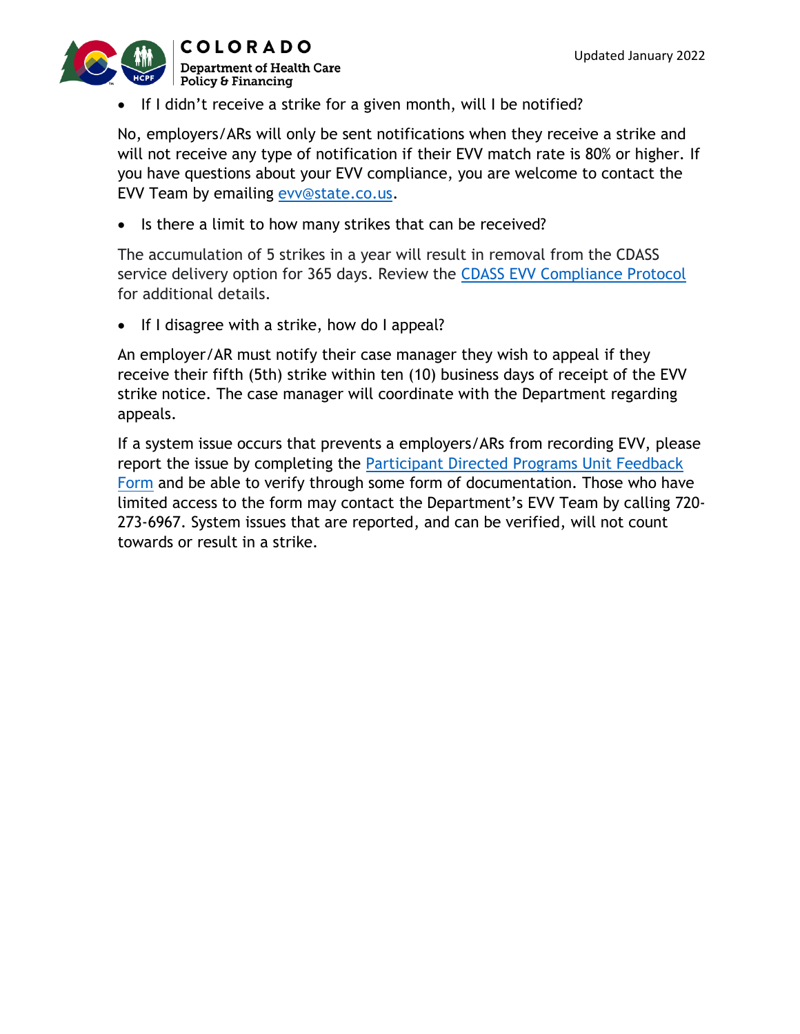- If I didn't receive a strike for a given month, will I be notified?

No, employers/ARs will only be sent notifications when they receive a strike and will not receive any type of notification if their EVV match rate is 80% or higher. If you have questions about your EVV compliance, you are welcome to contact the EVV Team by emailing [evv@state.co.us](mailto:evv@state.co.us).

- Is there a limit to how many strikes that can be received?

The accumulation of 5 strikes in a year will result in removal from the CDASS service delivery option for 365 days. Review the [CDASS EVV Compliance Protocol]() for additional details.

- If I disagree with a strike, how do I appeal?

An employer/AR must notify their case manager they wish to appeal if they receive their fifth (5th) strike within ten (10) business days of receipt of the EVV strike notice. The case manager will coordinate with the Department regarding appeals.

If a system issue occurs that prevents a employers/ARs from recording EVV, please report the issue by completing the [Participant Directed Programs Unit Feedback Form]() and be able to verify through some form of documentation. Those who have limited access to the form may contact the Department's EVV Team by calling 720-273-6967. System issues that are reported, and can be verified, will not count towards or result in a strike.